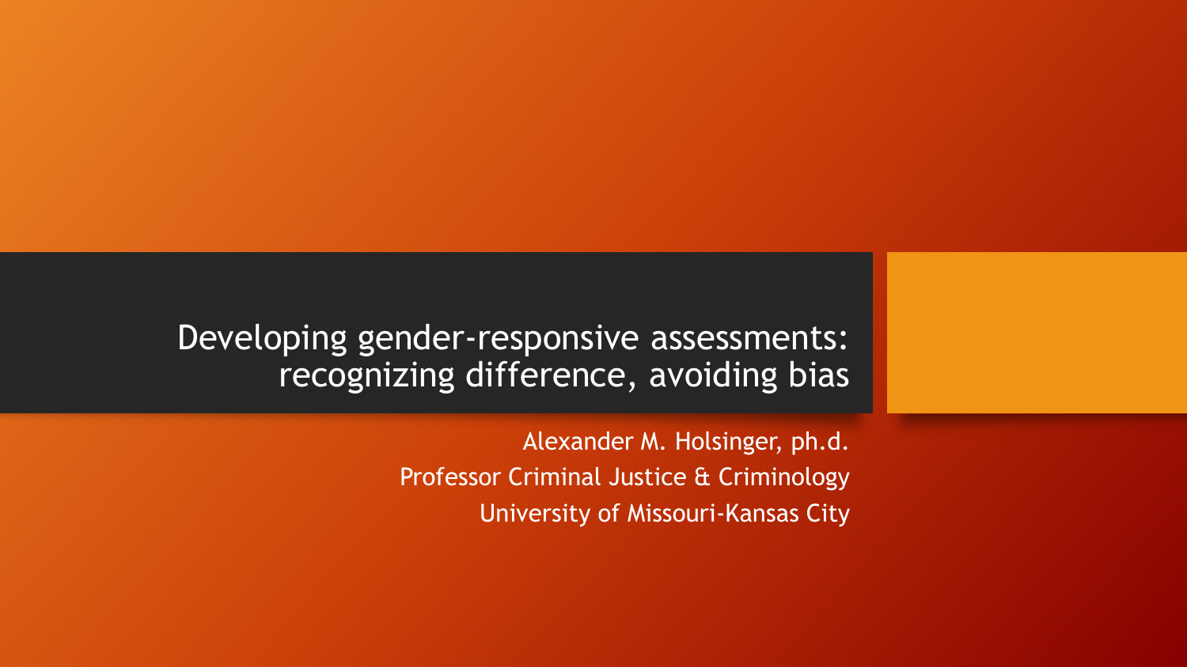# Developing gender-responsive assessments: recognizing difference, avoiding bias

Alexander M. Holsinger, ph.d.

Professor Criminal Justice & Criminology

University of Missouri-Kansas City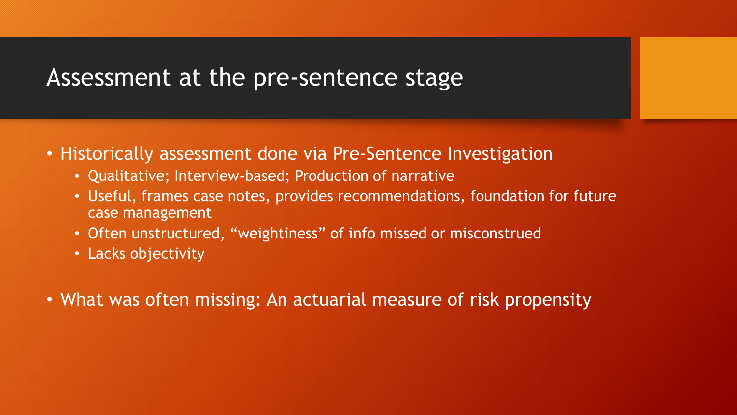# Assessment at the pre-sentence stage

- Historically assessment done via Pre-Sentence Investigation
  - Qualitative; Interview-based; Production of narrative
  - Useful, frames case notes, provides recommendations, foundation for future case management
  - Often unstructured, “weightiness” of info missed or misconstrued
  - Lacks objectivity
- What was often missing: An actuarial measure of risk propensity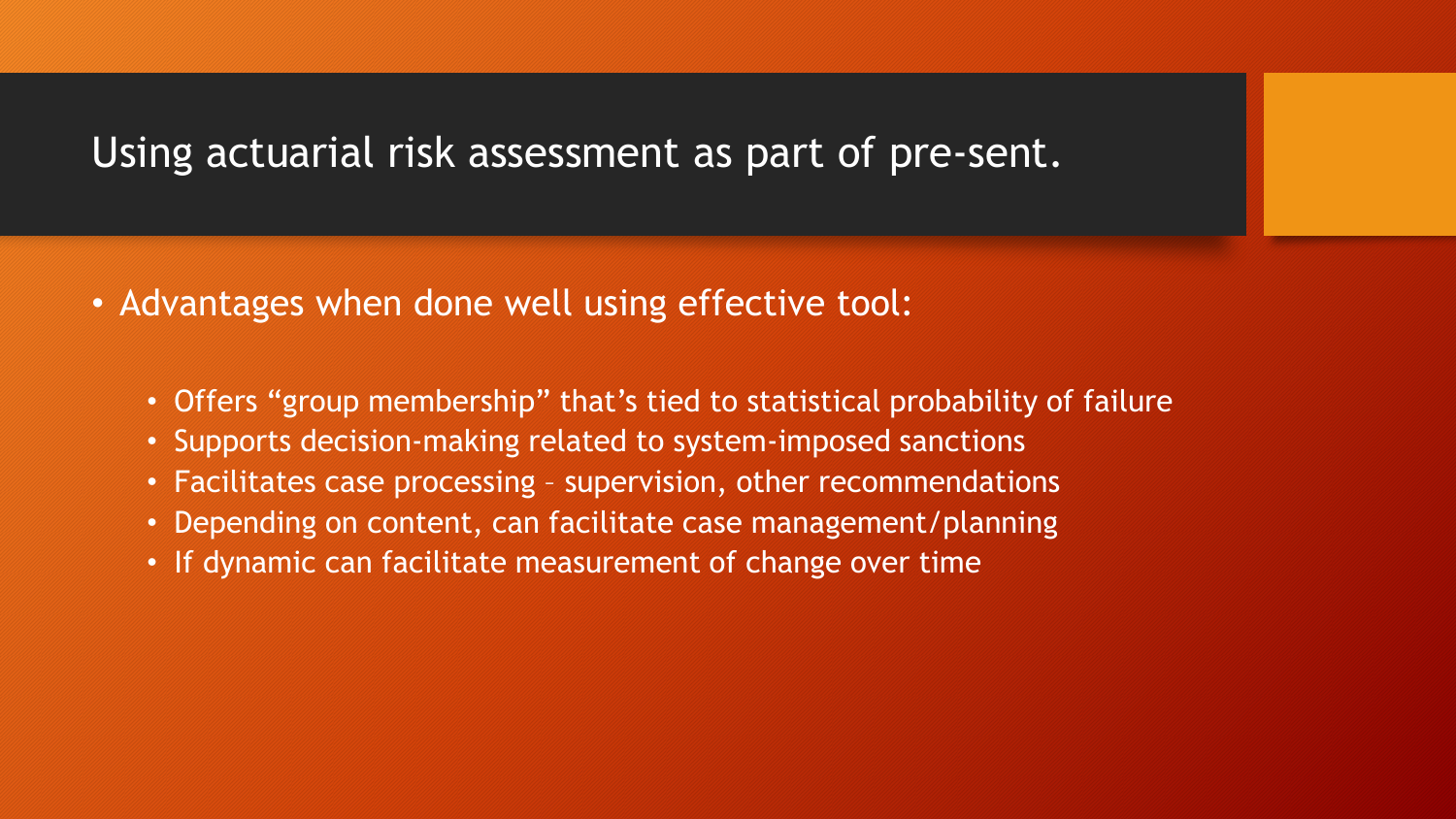# Using actuarial risk assessment as part of pre-sent.

- Advantages when done well using effective tool:
  - Offers “group membership” that’s tied to statistical probability of failure
  - Supports decision-making related to system-imposed sanctions
  - Facilitates case processing – supervision, other recommendations
  - Depending on content, can facilitate case management/planning
  - If dynamic can facilitate measurement of change over time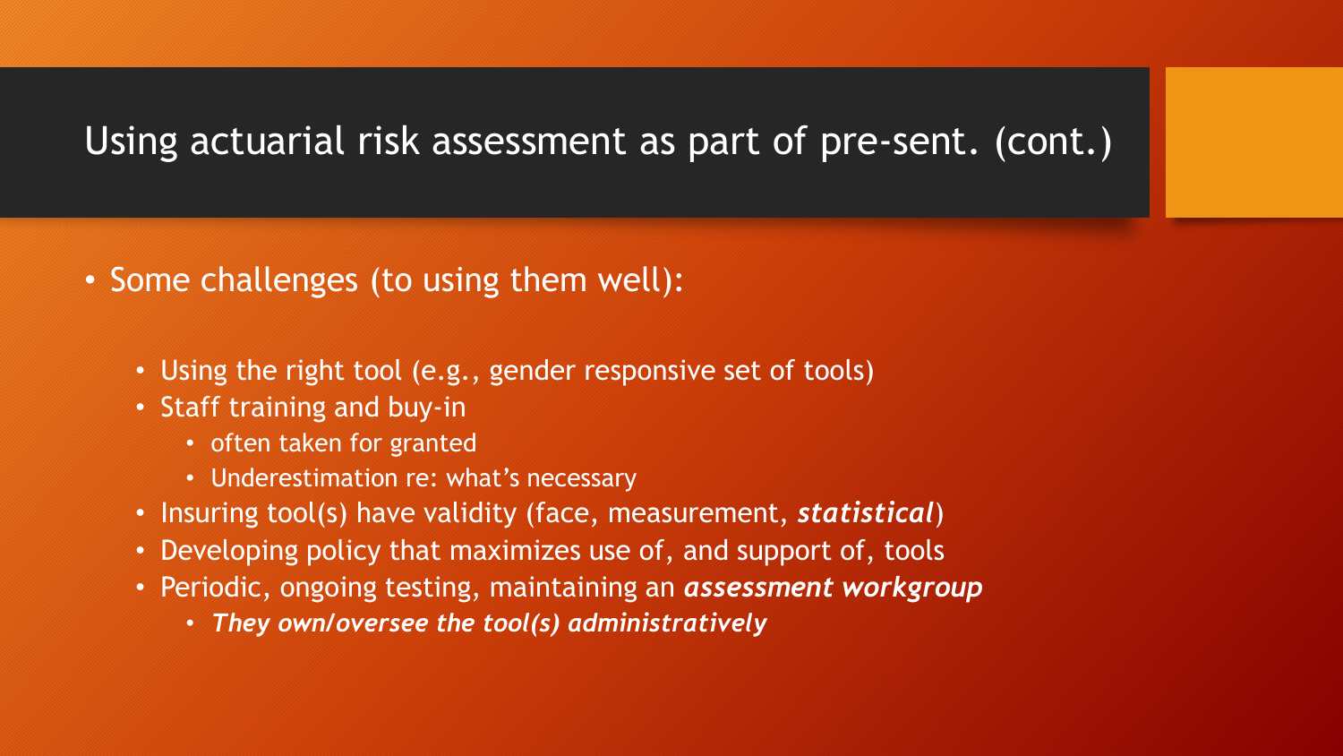# Using actuarial risk assessment as part of pre-sent. (cont.)

- Some challenges (to using them well):
  - Using the right tool (e.g., gender responsive set of tools)
  - Staff training and buy-in
    - often taken for granted
    - Underestimation re: what's necessary
  - Insuring tool(s) have validity (face, measurement, ***statistical***)
  - Developing policy that maximizes use of, and support of, tools
  - Periodic, ongoing testing, maintaining an ***assessment workgroup***
    - ***They own/oversee the tool(s) administratively***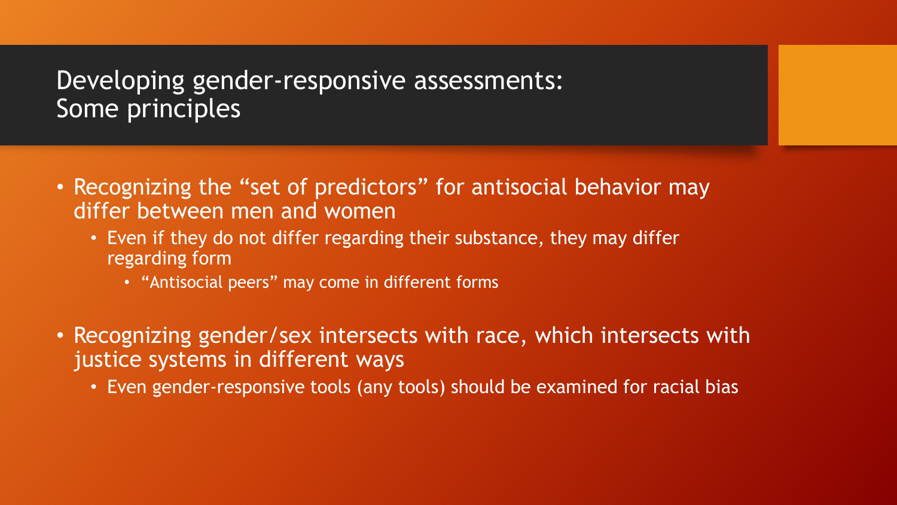# Developing gender-responsive assessments: Some principles

- Recognizing the "set of predictors" for antisocial behavior may differ between men and women
  - Even if they do not differ regarding their substance, they may differ regarding form
    - "Antisocial peers" may come in different forms
- Recognizing gender/sex intersects with race, which intersects with justice systems in different ways
  - Even gender-responsive tools (any tools) should be examined for racial bias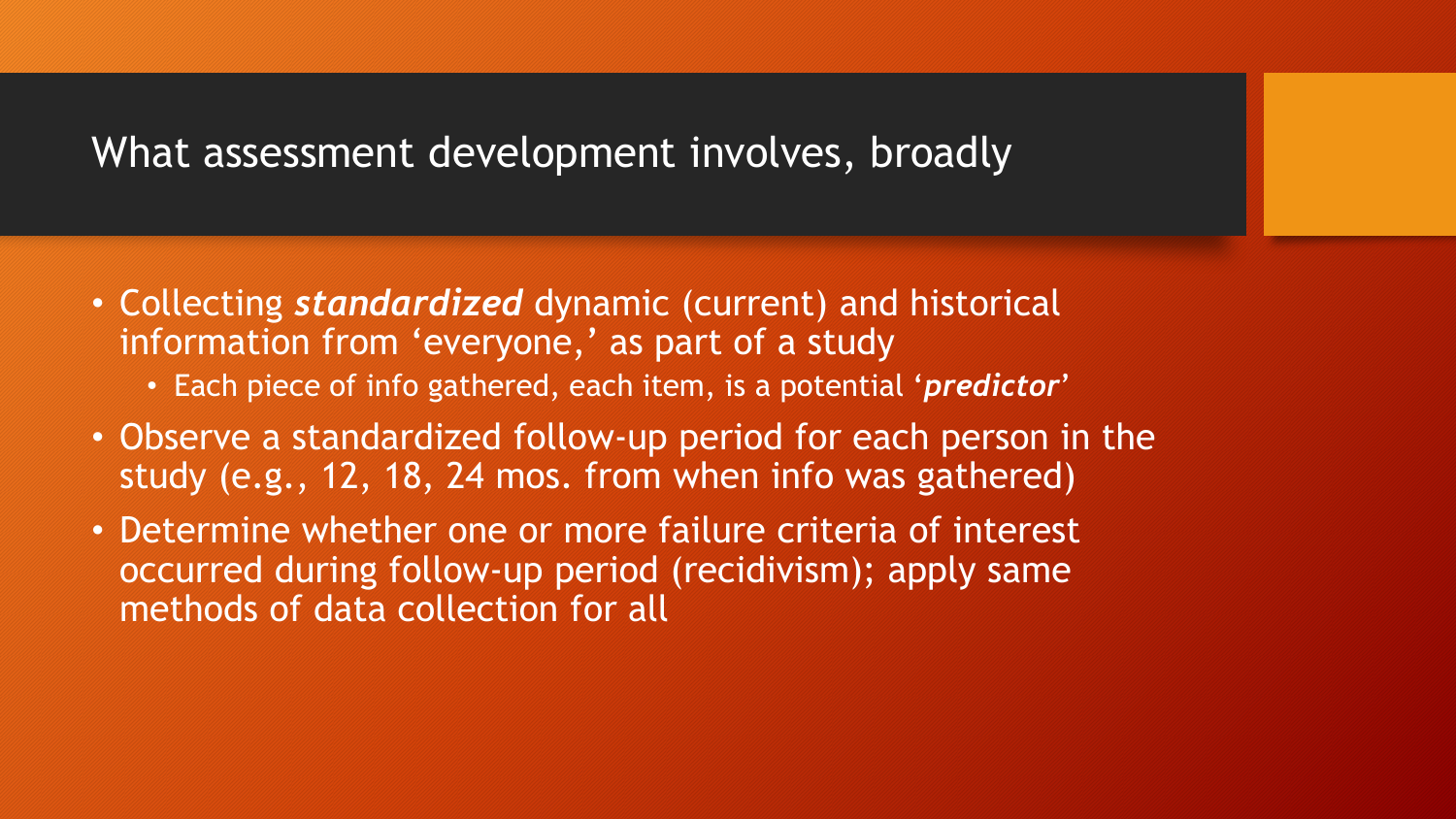# What assessment development involves, broadly

- Collecting ***standardized*** dynamic (current) and historical information from 'everyone,' as part of a study
  - Each piece of info gathered, each item, is a potential '***predictor***'
- Observe a standardized follow-up period for each person in the study (e.g., 12, 18, 24 mos. from when info was gathered)
- Determine whether one or more failure criteria of interest occurred during follow-up period (recidivism); apply same methods of data collection for all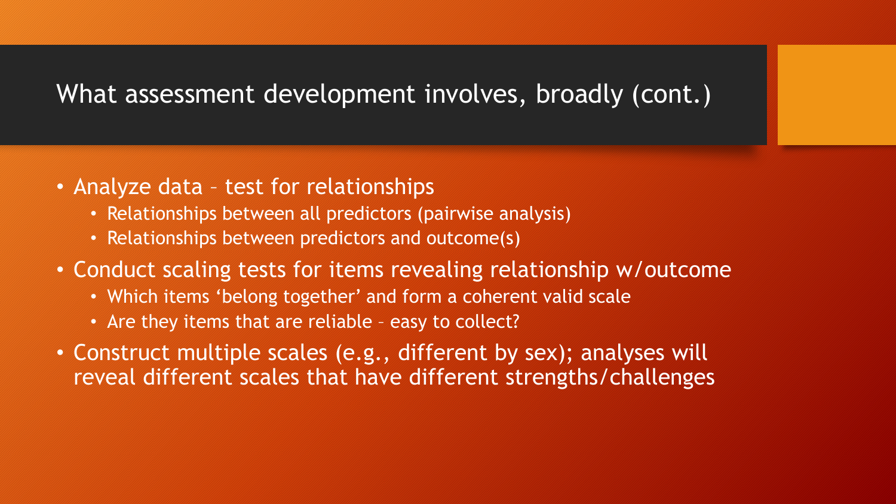# What assessment development involves, broadly (cont.)

- Analyze data – test for relationships
  - Relationships between all predictors (pairwise analysis)
  - Relationships between predictors and outcome(s)
- Conduct scaling tests for items revealing relationship w/outcome
  - Which items 'belong together' and form a coherent valid scale
  - Are they items that are reliable – easy to collect?
- Construct multiple scales (e.g., different by sex); analyses will reveal different scales that have different strengths/challenges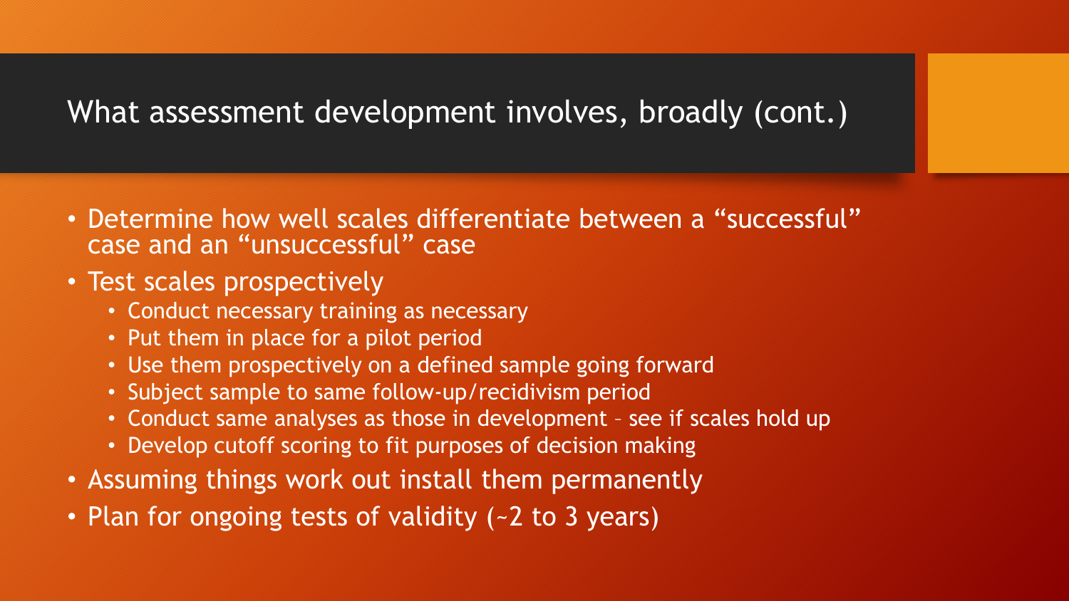# What assessment development involves, broadly (cont.)

- Determine how well scales differentiate between a “successful” case and an “unsuccessful” case
- Test scales prospectively
  - Conduct necessary training as necessary
  - Put them in place for a pilot period
  - Use them prospectively on a defined sample going forward
  - Subject sample to same follow-up/recidivism period
  - Conduct same analyses as those in development – see if scales hold up
  - Develop cutoff scoring to fit purposes of decision making
- Assuming things work out install them permanently
- Plan for ongoing tests of validity (~2 to 3 years)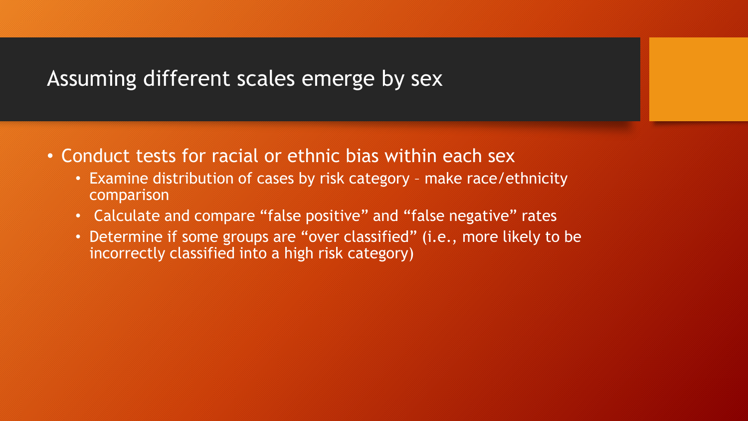# Assuming different scales emerge by sex

- Conduct tests for racial or ethnic bias within each sex
  - Examine distribution of cases by risk category – make race/ethnicity comparison
  - Calculate and compare "false positive" and "false negative" rates
  - Determine if some groups are "over classified" (i.e., more likely to be incorrectly classified into a high risk category)